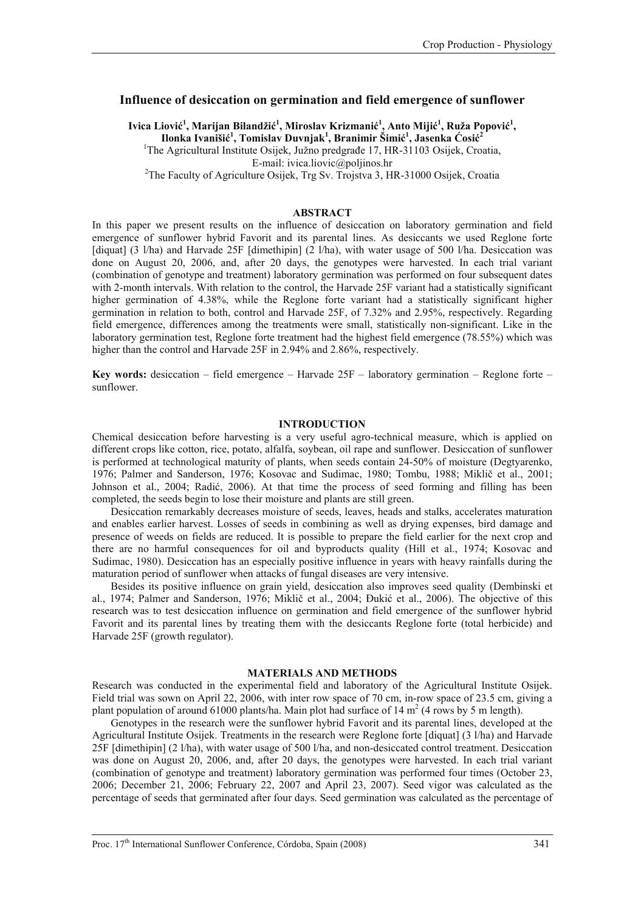# Influence of desiccation on germination and field emergence of sunflower

**Ivica Liović[1], Marijan Bilandžić[1], Miroslav Krizmanić[1], Anto Mijić[1], Ruža Popović[1], Ilonka Ivanišić[1], Tomislav Duvnjak[1], Branimir Šimić[1], Jasenka Ćosić[2]**

[1]The Agricultural Institute Osijek, Južno predgrađe 17, HR-31103 Osijek, Croatia, E-mail: ivica.liovic@poljinos.hr

[2]The Faculty of Agriculture Osijek, Trg Sv. Trojstva 3, HR-31000 Osijek, Croatia

## ABSTRACT

In this paper we present results on the influence of desiccation on laboratory germination and field emergence of sunflower hybrid Favorit and its parental lines. As desiccants we used Reglone forte [diquat] (3 l/ha) and Harvade 25F [dimethipin] (2 l/ha), with water usage of 500 l/ha. Desiccation was done on August 20, 2006, and, after 20 days, the genotypes were harvested. In each trial variant (combination of genotype and treatment) laboratory germination was performed on four subsequent dates with 2-month intervals. With relation to the control, the Harvade 25F variant had a statistically significant higher germination of 4.38%, while the Reglone forte variant had a statistically significant higher germination in relation to both, control and Harvade 25F, of 7.32% and 2.95%, respectively. Regarding field emergence, differences among the treatments were small, statistically non-significant. Like in the laboratory germination test, Reglone forte treatment had the highest field emergence (78.55%) which was higher than the control and Harvade 25F in 2.94% and 2.86%, respectively.

**Key words:** desiccation – field emergence – Harvade 25F – laboratory germination – Reglone forte – sunflower.

## INTRODUCTION

Chemical desiccation before harvesting is a very useful agro-technical measure, which is applied on different crops like cotton, rice, potato, alfalfa, soybean, oil rape and sunflower. Desiccation of sunflower is performed at technological maturity of plants, when seeds contain 24-50% of moisture (Degtyarenko, 1976; Palmer and Sanderson, 1976; Kosovac and Sudimac, 1980; Tombu, 1988; Miklič et al., 2001; Johnson et al., 2004; Radić, 2006). At that time the process of seed forming and filling has been completed, the seeds begin to lose their moisture and plants are still green.

Desiccation remarkably decreases moisture of seeds, leaves, heads and stalks, accelerates maturation and enables earlier harvest. Losses of seeds in combining as well as drying expenses, bird damage and presence of weeds on fields are reduced. It is possible to prepare the field earlier for the next crop and there are no harmful consequences for oil and byproducts quality (Hill et al., 1974; Kosovac and Sudimac, 1980). Desiccation has an especially positive influence in years with heavy rainfalls during the maturation period of sunflower when attacks of fungal diseases are very intensive.

Besides its positive influence on grain yield, desiccation also improves seed quality (Dembinski et al., 1974; Palmer and Sanderson, 1976; Miklič et al., 2004; Đukić et al., 2006). The objective of this research was to test desiccation influence on germination and field emergence of the sunflower hybrid Favorit and its parental lines by treating them with the desiccants Reglone forte (total herbicide) and Harvade 25F (growth regulator).

## MATERIALS AND METHODS

Research was conducted in the experimental field and laboratory of the Agricultural Institute Osijek. Field trial was sown on April 22, 2006, with inter row space of 70 cm, in-row space of 23.5 cm, giving a plant population of around 61000 plants/ha. Main plot had surface of 14 $m^2$ (4 rows by 5 m length).

Genotypes in the research were the sunflower hybrid Favorit and its parental lines, developed at the Agricultural Institute Osijek. Treatments in the research were Reglone forte [diquat] (3 l/ha) and Harvade 25F [dimethipin] (2 l/ha), with water usage of 500 l/ha, and non-desiccated control treatment. Desiccation was done on August 20, 2006, and, after 20 days, the genotypes were harvested. In each trial variant (combination of genotype and treatment) laboratory germination was performed four times (October 23, 2006; December 21, 2006; February 22, 2007 and April 23, 2007). Seed vigor was calculated as the percentage of seeds that germinated after four days. Seed germination was calculated as the percentage of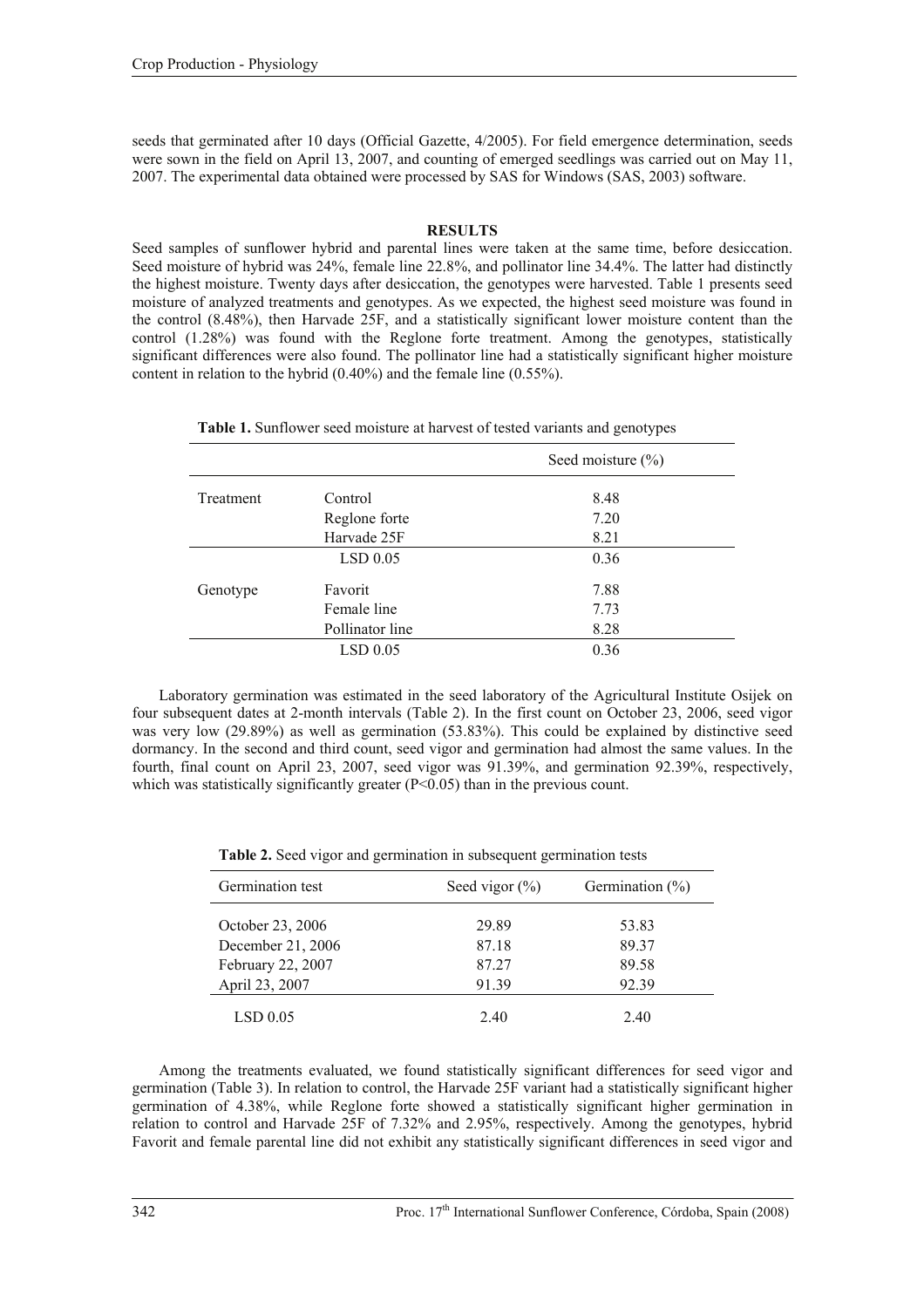seeds that germinated after 10 days (Official Gazette, 4/2005). For field emergence determination, seeds were sown in the field on April 13, 2007, and counting of emerged seedlings was carried out on May 11, 2007. The experimental data obtained were processed by SAS for Windows (SAS, 2003) software.

## RESULTS

Seed samples of sunflower hybrid and parental lines were taken at the same time, before desiccation. Seed moisture of hybrid was 24%, female line 22.8%, and pollinator line 34.4%. The latter had distinctly the highest moisture. Twenty days after desiccation, the genotypes were harvested. Table 1 presents seed moisture of analyzed treatments and genotypes. As we expected, the highest seed moisture was found in the control (8.48%), then Harvade 25F, and a statistically significant lower moisture content than the control (1.28%) was found with the Reglone forte treatment. Among the genotypes, statistically significant differences were also found. The pollinator line had a statistically significant higher moisture content in relation to the hybrid (0.40%) and the female line (0.55%).

**Table 1.** Sunflower seed moisture at harvest of tested variants and genotypes

| | | Seed moisture (%) |
|---|---|---|
| Treatment | Control | 8.48 |
| | Reglone forte | 7.20 |
| | Harvade 25F | 8.21 |
| | LSD 0.05 | 0.36 |
| Genotype | Favorit | 7.88 |
| | Female line | 7.73 |
| | Pollinator line | 8.28 |
| | LSD 0.05 | 0.36 |

Laboratory germination was estimated in the seed laboratory of the Agricultural Institute Osijek on four subsequent dates at 2-month intervals (Table 2). In the first count on October 23, 2006, seed vigor was very low (29.89%) as well as germination (53.83%). This could be explained by distinctive seed dormancy. In the second and third count, seed vigor and germination had almost the same values. In the fourth, final count on April 23, 2007, seed vigor was 91.39%, and germination 92.39%, respectively, which was statistically significantly greater ($P<0.05$) than in the previous count.

**Table 2.** Seed vigor and germination in subsequent germination tests

| Germination test | Seed vigor (%) | Germination (%) |
|---|---|---|
| October 23, 2006 | 29.89 | 53.83 |
| December 21, 2006 | 87.18 | 89.37 |
| February 22, 2007 | 87.27 | 89.58 |
| April 23, 2007 | 91.39 | 92.39 |
| LSD 0.05 | 2.40 | 2.40 |

Among the treatments evaluated, we found statistically significant differences for seed vigor and germination (Table 3). In relation to control, the Harvade 25F variant had a statistically significant higher germination of 4.38%, while Reglone forte showed a statistically significant higher germination in relation to control and Harvade 25F of 7.32% and 2.95%, respectively. Among the genotypes, hybrid Favorit and female parental line did not exhibit any statistically significant differences in seed vigor and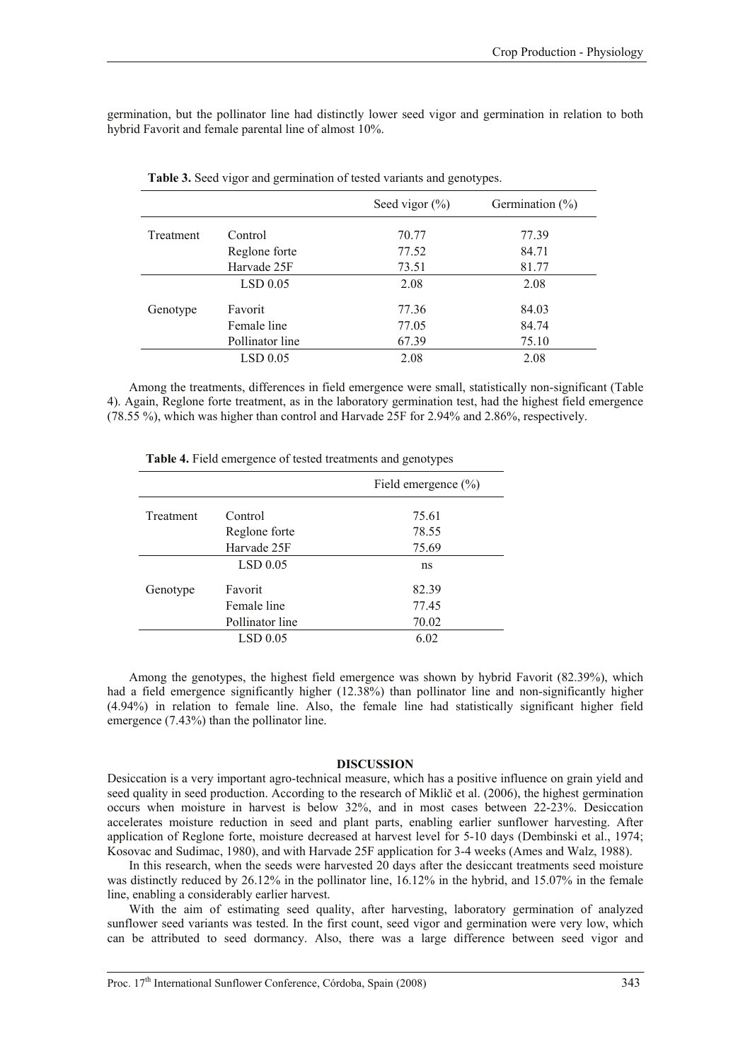germination, but the pollinator line had distinctly lower seed vigor and germination in relation to both hybrid Favorit and female parental line of almost 10%.

**Table 3.** Seed vigor and germination of tested variants and genotypes.

| | | Seed vigor (%) | Germination (%) |
|---|---|---|---|
| Treatment | Control | 70.77 | 77.39 |
| | Reglone forte | 77.52 | 84.71 |
| | Harvade 25F | 73.51 | 81.77 |
| | LSD 0.05 | 2.08 | 2.08 |
| Genotype | Favorit | 77.36 | 84.03 |
| | Female line | 77.05 | 84.74 |
| | Pollinator line | 67.39 | 75.10 |
| | LSD 0.05 | 2.08 | 2.08 |

Among the treatments, differences in field emergence were small, statistically non-significant (Table 4). Again, Reglone forte treatment, as in the laboratory germination test, had the highest field emergence (78.55 %), which was higher than control and Harvade 25F for 2.94% and 2.86%, respectively.

**Table 4.** Field emergence of tested treatments and genotypes

| | | Field emergence (%) |
|---|---|---|
| Treatment | Control | 75.61 |
| | Reglone forte | 78.55 |
| | Harvade 25F | 75.69 |
| | LSD 0.05 | ns |
| Genotype | Favorit | 82.39 |
| | Female line | 77.45 |
| | Pollinator line | 70.02 |
| | LSD 0.05 | 6.02 |

Among the genotypes, the highest field emergence was shown by hybrid Favorit (82.39%), which had a field emergence significantly higher (12.38%) than pollinator line and non-significantly higher (4.94%) in relation to female line. Also, the female line had statistically significant higher field emergence (7.43%) than the pollinator line.

## DISCUSSION

Desiccation is a very important agro-technical measure, which has a positive influence on grain yield and seed quality in seed production. According to the research of Miklič et al. (2006), the highest germination occurs when moisture in harvest is below 32%, and in most cases between 22-23%. Desiccation accelerates moisture reduction in seed and plant parts, enabling earlier sunflower harvesting. After application of Reglone forte, moisture decreased at harvest level for 5-10 days (Dembinski et al., 1974; Kosovac and Sudimac, 1980), and with Harvade 25F application for 3-4 weeks (Ames and Walz, 1988).

In this research, when the seeds were harvested 20 days after the desiccant treatments seed moisture was distinctly reduced by 26.12% in the pollinator line, 16.12% in the hybrid, and 15.07% in the female line, enabling a considerably earlier harvest.

With the aim of estimating seed quality, after harvesting, laboratory germination of analyzed sunflower seed variants was tested. In the first count, seed vigor and germination were very low, which can be attributed to seed dormancy. Also, there was a large difference between seed vigor and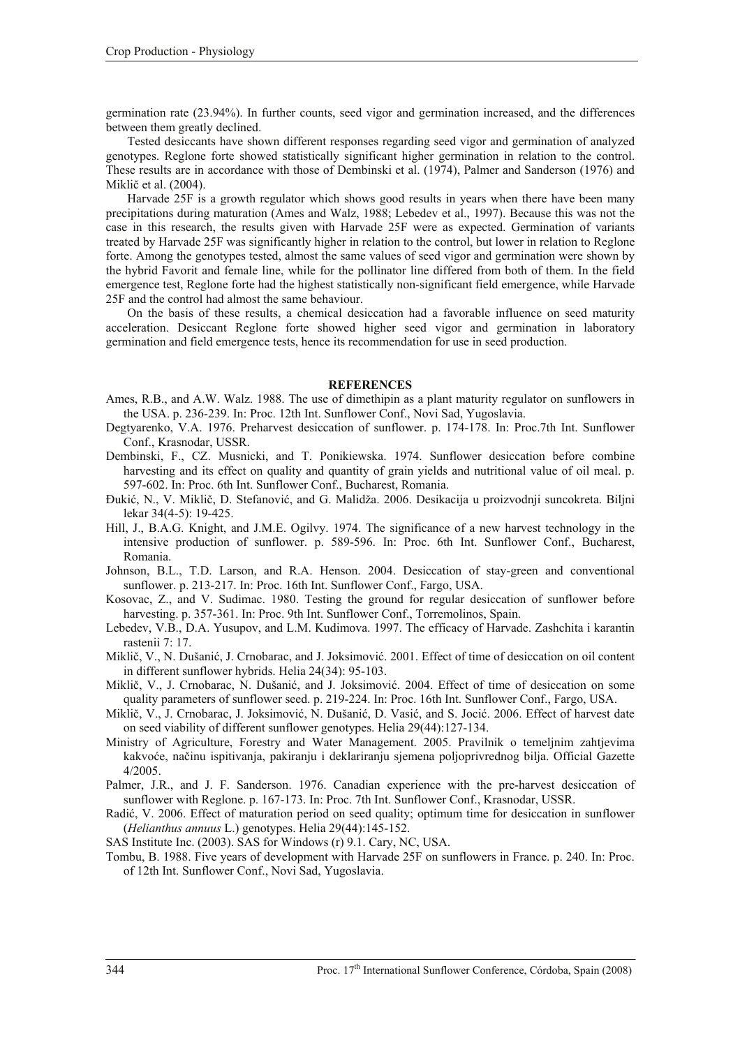germination rate (23.94%). In further counts, seed vigor and germination increased, and the differences between them greatly declined.

Tested desiccants have shown different responses regarding seed vigor and germination of analyzed genotypes. Reglone forte showed statistically significant higher germination in relation to the control. These results are in accordance with those of Dembinski et al. (1974), Palmer and Sanderson (1976) and Miklič et al. (2004).

Harvade 25F is a growth regulator which shows good results in years when there have been many precipitations during maturation (Ames and Walz, 1988; Lebedev et al., 1997). Because this was not the case in this research, the results given with Harvade 25F were as expected. Germination of variants treated by Harvade 25F was significantly higher in relation to the control, but lower in relation to Reglone forte. Among the genotypes tested, almost the same values of seed vigor and germination were shown by the hybrid Favorit and female line, while for the pollinator line differed from both of them. In the field emergence test, Reglone forte had the highest statistically non-significant field emergence, while Harvade 25F and the control had almost the same behaviour.

On the basis of these results, a chemical desiccation had a favorable influence on seed maturity acceleration. Desiccant Reglone forte showed higher seed vigor and germination in laboratory germination and field emergence tests, hence its recommendation for use in seed production.

## REFERENCES

Ames, R.B., and A.W. Walz. 1988. The use of dimethipin as a plant maturity regulator on sunflowers in the USA. p. 236-239. In: Proc. 12th Int. Sunflower Conf., Novi Sad, Yugoslavia.

Degtyarenko, V.A. 1976. Preharvest desiccation of sunflower. p. 174-178. In: Proc.7th Int. Sunflower Conf., Krasnodar, USSR.

Dembinski, F., CZ. Musnicki, and T. Ponikiewska. 1974. Sunflower desiccation before combine harvesting and its effect on quality and quantity of grain yields and nutritional value of oil meal. p. 597-602. In: Proc. 6th Int. Sunflower Conf., Bucharest, Romania.

Đukić, N., V. Miklič, D. Stefanović, and G. Malidža. 2006. Desikacija u proizvodnji suncokreta. Biljni lekar 34(4-5): 19-425.

Hill, J., B.A.G. Knight, and J.M.E. Ogilvy. 1974. The significance of a new harvest technology in the intensive production of sunflower. p. 589-596. In: Proc. 6th Int. Sunflower Conf., Bucharest, Romania.

Johnson, B.L., T.D. Larson, and R.A. Henson. 2004. Desiccation of stay-green and conventional sunflower. p. 213-217. In: Proc. 16th Int. Sunflower Conf., Fargo, USA.

Kosovac, Z., and V. Sudimac. 1980. Testing the ground for regular desiccation of sunflower before harvesting. p. 357-361. In: Proc. 9th Int. Sunflower Conf., Torremolinos, Spain.

Lebedev, V.B., D.A. Yusupov, and L.M. Kudimova. 1997. The efficacy of Harvade. Zashchita i karantin rastenii 7: 17.

Miklič, V., N. Dušanić, J. Crnobarac, and J. Joksimović. 2001. Effect of time of desiccation on oil content in different sunflower hybrids. Helia 24(34): 95-103.

Miklič, V., J. Crnobarac, N. Dušanić, and J. Joksimović. 2004. Effect of time of desiccation on some quality parameters of sunflower seed. p. 219-224. In: Proc. 16th Int. Sunflower Conf., Fargo, USA.

Miklič, V., J. Crnobarac, J. Joksimović, N. Dušanić, D. Vasić, and S. Jocić. 2006. Effect of harvest date on seed viability of different sunflower genotypes. Helia 29(44):127-134.

Ministry of Agriculture, Forestry and Water Management. 2005. Pravilnik o temeljnim zahtjevima kakvoće, načinu ispitivanja, pakiranju i deklariranju sjemena poljoprivrednog bilja. Official Gazette 4/2005.

Palmer, J.R., and J. F. Sanderson. 1976. Canadian experience with the pre-harvest desiccation of sunflower with Reglone. p. 167-173. In: Proc. 7th Int. Sunflower Conf., Krasnodar, USSR.

Radić, V. 2006. Effect of maturation period on seed quality; optimum time for desiccation in sunflower (*Helianthus annuus* L.) genotypes. Helia 29(44):145-152.

SAS Institute Inc. (2003). SAS for Windows (r) 9.1. Cary, NC, USA.

Tombu, B. 1988. Five years of development with Harvade 25F on sunflowers in France. p. 240. In: Proc. of 12th Int. Sunflower Conf., Novi Sad, Yugoslavia.